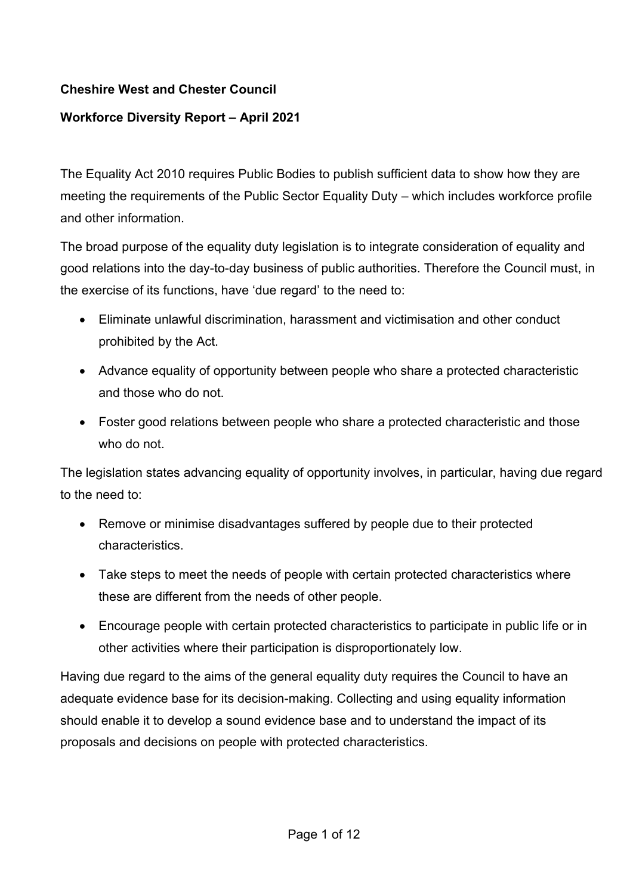**Cheshire West and Chester Council**

**Workforce Diversity Report – April 2021**

The Equality Act 2010 requires Public Bodies to publish sufficient data to show how they are meeting the requirements of the Public Sector Equality Duty – which includes workforce profile and other information.

The broad purpose of the equality duty legislation is to integrate consideration of equality and good relations into the day-to-day business of public authorities. Therefore the Council must, in the exercise of its functions, have 'due regard' to the need to:

- Eliminate unlawful discrimination, harassment and victimisation and other conduct prohibited by the Act.
- Advance equality of opportunity between people who share a protected characteristic and those who do not.
- Foster good relations between people who share a protected characteristic and those who do not.

The legislation states advancing equality of opportunity involves, in particular, having due regard to the need to:

- Remove or minimise disadvantages suffered by people due to their protected characteristics.
- Take steps to meet the needs of people with certain protected characteristics where these are different from the needs of other people.
- Encourage people with certain protected characteristics to participate in public life or in other activities where their participation is disproportionately low.

Having due regard to the aims of the general equality duty requires the Council to have an adequate evidence base for its decision-making. Collecting and using equality information should enable it to develop a sound evidence base and to understand the impact of its proposals and decisions on people with protected characteristics.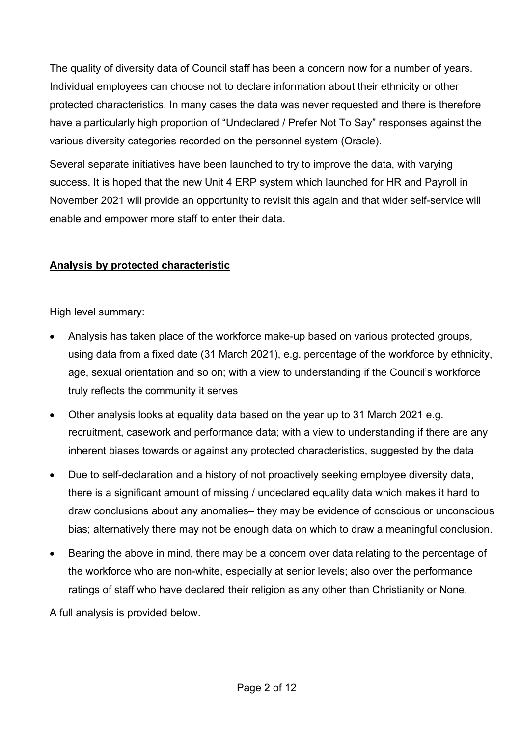The quality of diversity data of Council staff has been a concern now for a number of years. Individual employees can choose not to declare information about their ethnicity or other protected characteristics. In many cases the data was never requested and there is therefore have a particularly high proportion of "Undeclared / Prefer Not To Say" responses against the various diversity categories recorded on the personnel system (Oracle).

Several separate initiatives have been launched to try to improve the data, with varying success. It is hoped that the new Unit 4 ERP system which launched for HR and Payroll in November 2021 will provide an opportunity to revisit this again and that wider self-service will enable and empower more staff to enter their data.

## **Analysis by protected characteristic**

High level summary:

- Analysis has taken place of the workforce make-up based on various protected groups, using data from a fixed date (31 March 2021), e.g. percentage of the workforce by ethnicity, age, sexual orientation and so on; with a view to understanding if the Council's workforce truly reflects the community it serves
- Other analysis looks at equality data based on the year up to 31 March 2021 e.g. recruitment, casework and performance data; with a view to understanding if there are any inherent biases towards or against any protected characteristics, suggested by the data
- Due to self-declaration and a history of not proactively seeking employee diversity data, there is a significant amount of missing / undeclared equality data which makes it hard to draw conclusions about any anomalies– they may be evidence of conscious or unconscious bias; alternatively there may not be enough data on which to draw a meaningful conclusion.
- Bearing the above in mind, there may be a concern over data relating to the percentage of the workforce who are non-white, especially at senior levels; also over the performance ratings of staff who have declared their religion as any other than Christianity or None.

A full analysis is provided below.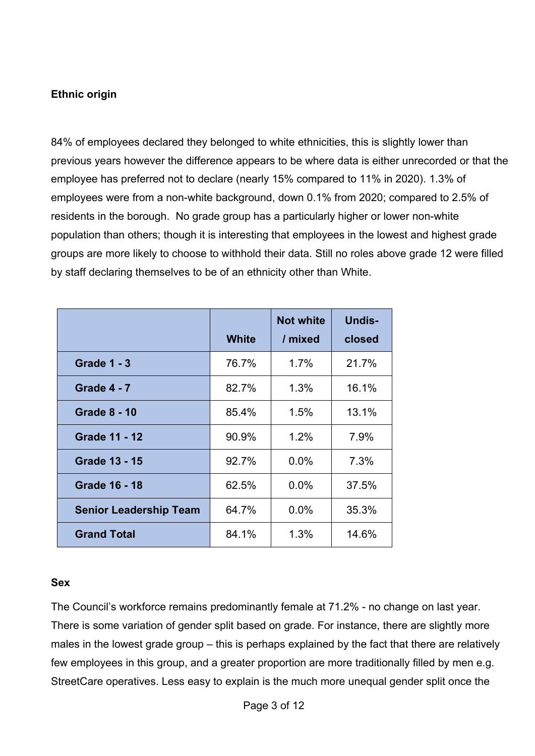**Ethnic origin**

84% of employees declared they belonged to white ethnicities, this is slightly lower than previous years however the difference appears to be where data is either unrecorded or that the employee has preferred not to declare (nearly 15% compared to 11% in 2020). 1.3% of employees were from a non-white background, down 0.1% from 2020; compared to 2.5% of residents in the borough. No grade group has a particularly higher or lower non-white population than others; though it is interesting that employees in the lowest and highest grade groups are more likely to choose to withhold their data. Still no roles above grade 12 were filled by staff declaring themselves to be of an ethnicity other than White.

| | White | Not white / mixed | Undis-closed |
|---|---|---|---|
| **Grade 1 - 3** | 76.7% | 1.7% | 21.7% |
| **Grade 4 - 7** | 82.7% | 1.3% | 16.1% |
| **Grade 8 - 10** | 85.4% | 1.5% | 13.1% |
| **Grade 11 - 12** | 90.9% | 1.2% | 7.9% |
| **Grade 13 - 15** | 92.7% | 0.0% | 7.3% |
| **Grade 16 - 18** | 62.5% | 0.0% | 37.5% |
| **Senior Leadership Team** | 64.7% | 0.0% | 35.3% |
| **Grand Total** | 84.1% | 1.3% | 14.6% |

**Sex**

The Council's workforce remains predominantly female at 71.2% - no change on last year. There is some variation of gender split based on grade. For instance, there are slightly more males in the lowest grade group – this is perhaps explained by the fact that there are relatively few employees in this group, and a greater proportion are more traditionally filled by men e.g. StreetCare operatives. Less easy to explain is the much more unequal gender split once the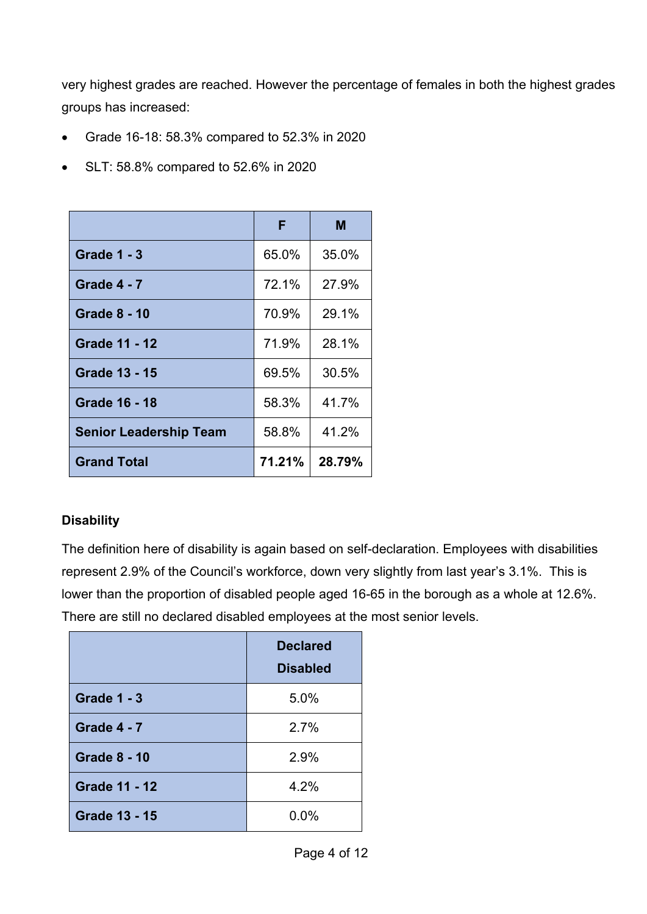very highest grades are reached. However the percentage of females in both the highest grades groups has increased:

- Grade 16-18: 58.3% compared to 52.3% in 2020
- SLT: 58.8% compared to 52.6% in 2020

| | F | M |
|---|---|---|
| **Grade 1 - 3** | 65.0% | 35.0% |
| **Grade 4 - 7** | 72.1% | 27.9% |
| **Grade 8 - 10** | 70.9% | 29.1% |
| **Grade 11 - 12** | 71.9% | 28.1% |
| **Grade 13 - 15** | 69.5% | 30.5% |
| **Grade 16 - 18** | 58.3% | 41.7% |
| **Senior Leadership Team** | 58.8% | 41.2% |
| **Grand Total** | **71.21%** | **28.79%** |

**Disability**

The definition here of disability is again based on self-declaration. Employees with disabilities represent 2.9% of the Council's workforce, down very slightly from last year's 3.1%. This is lower than the proportion of disabled people aged 16-65 in the borough as a whole at 12.6%. There are still no declared disabled employees at the most senior levels.

| | Declared Disabled |
|---|---|
| **Grade 1 - 3** | 5.0% |
| **Grade 4 - 7** | 2.7% |
| **Grade 8 - 10** | 2.9% |
| **Grade 11 - 12** | 4.2% |
| **Grade 13 - 15** | 0.0% |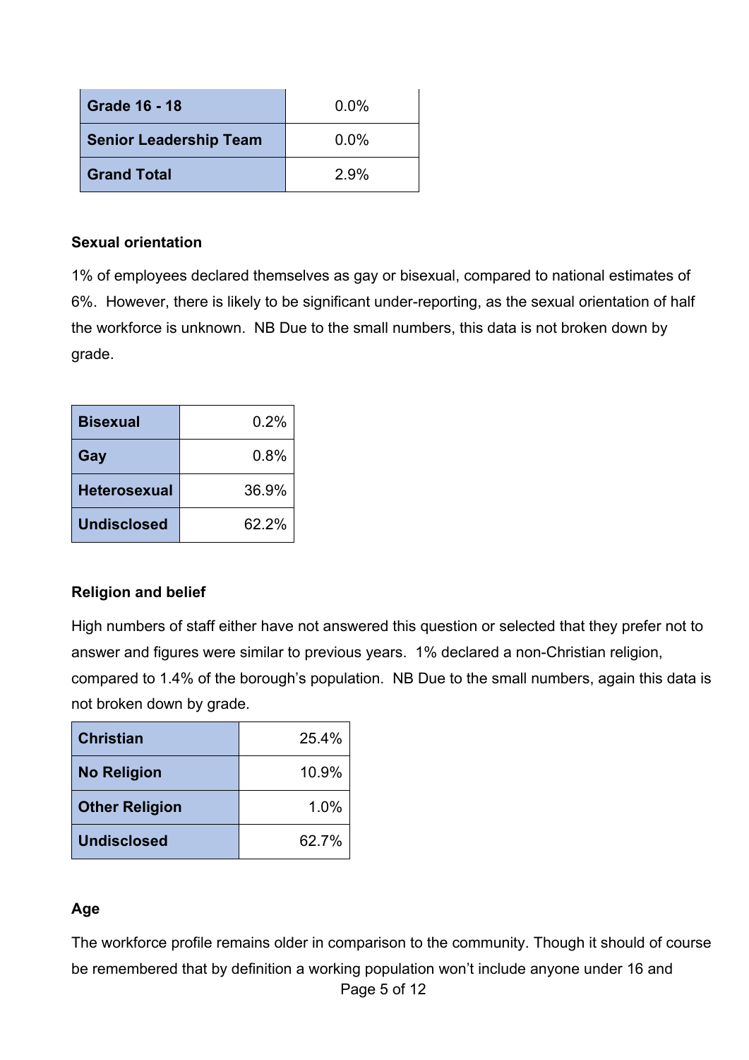| | |
|---|---|
| **Grade 16 - 18** | 0.0% |
| **Senior Leadership Team** | 0.0% |
| **Grand Total** | 2.9% |

**Sexual orientation**

1% of employees declared themselves as gay or bisexual, compared to national estimates of 6%. However, there is likely to be significant under-reporting, as the sexual orientation of half the workforce is unknown. NB Due to the small numbers, this data is not broken down by grade.

| | |
|---|---|
| **Bisexual** | 0.2% |
| **Gay** | 0.8% |
| **Heterosexual** | 36.9% |
| **Undisclosed** | 62.2% |

**Religion and belief**

High numbers of staff either have not answered this question or selected that they prefer not to answer and figures were similar to previous years. 1% declared a non-Christian religion, compared to 1.4% of the borough's population. NB Due to the small numbers, again this data is not broken down by grade.

| | |
|---|---|
| **Christian** | 25.4% |
| **No Religion** | 10.9% |
| **Other Religion** | 1.0% |
| **Undisclosed** | 62.7% |

**Age**

The workforce profile remains older in comparison to the community. Though it should of course be remembered that by definition a working population won't include anyone under 16 and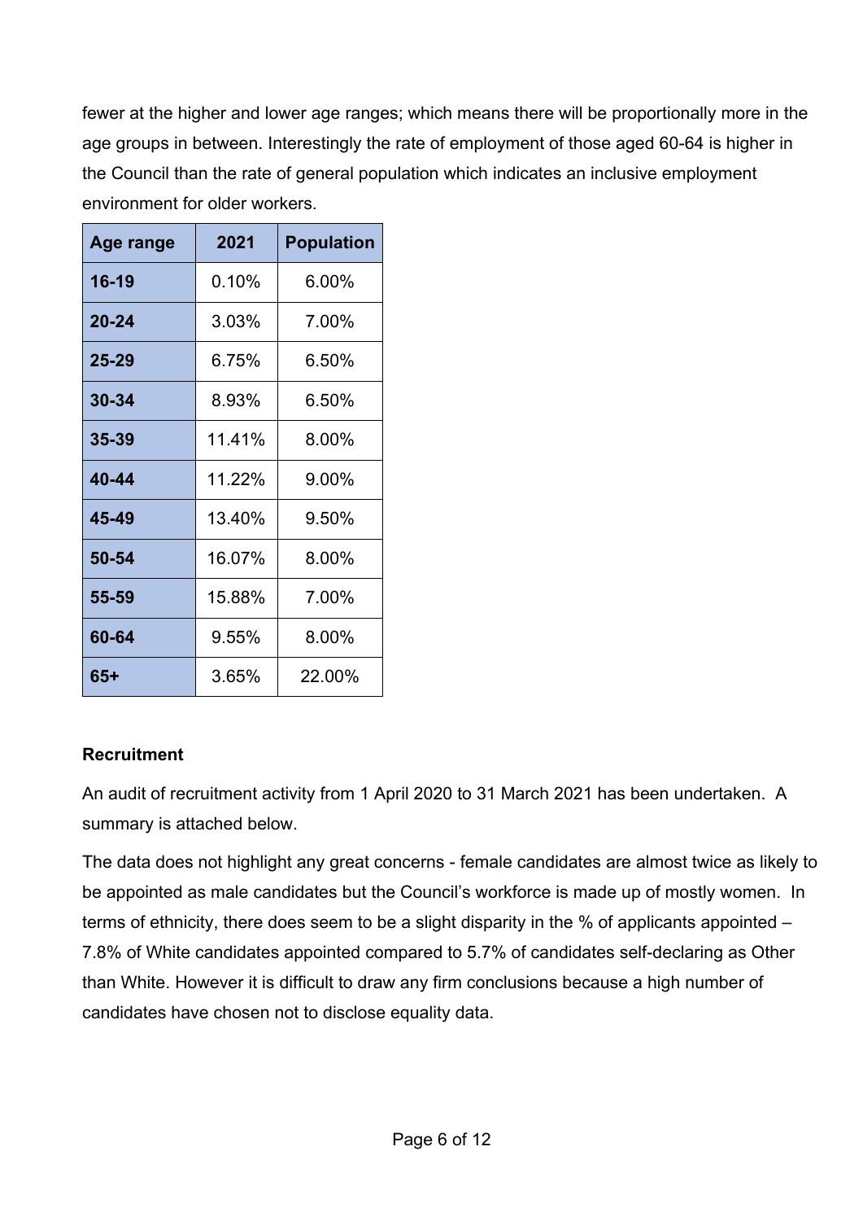fewer at the higher and lower age ranges; which means there will be proportionally more in the age groups in between. Interestingly the rate of employment of those aged 60-64 is higher in the Council than the rate of general population which indicates an inclusive employment environment for older workers.

| Age range | 2021 | Population |
|---|---|---|
| **16-19** | 0.10% | 6.00% |
| **20-24** | 3.03% | 7.00% |
| **25-29** | 6.75% | 6.50% |
| **30-34** | 8.93% | 6.50% |
| **35-39** | 11.41% | 8.00% |
| **40-44** | 11.22% | 9.00% |
| **45-49** | 13.40% | 9.50% |
| **50-54** | 16.07% | 8.00% |
| **55-59** | 15.88% | 7.00% |
| **60-64** | 9.55% | 8.00% |
| **65+** | 3.65% | 22.00% |

**Recruitment**

An audit of recruitment activity from 1 April 2020 to 31 March 2021 has been undertaken. A summary is attached below.

The data does not highlight any great concerns - female candidates are almost twice as likely to be appointed as male candidates but the Council's workforce is made up of mostly women. In terms of ethnicity, there does seem to be a slight disparity in the % of applicants appointed – 7.8% of White candidates appointed compared to 5.7% of candidates self-declaring as Other than White. However it is difficult to draw any firm conclusions because a high number of candidates have chosen not to disclose equality data.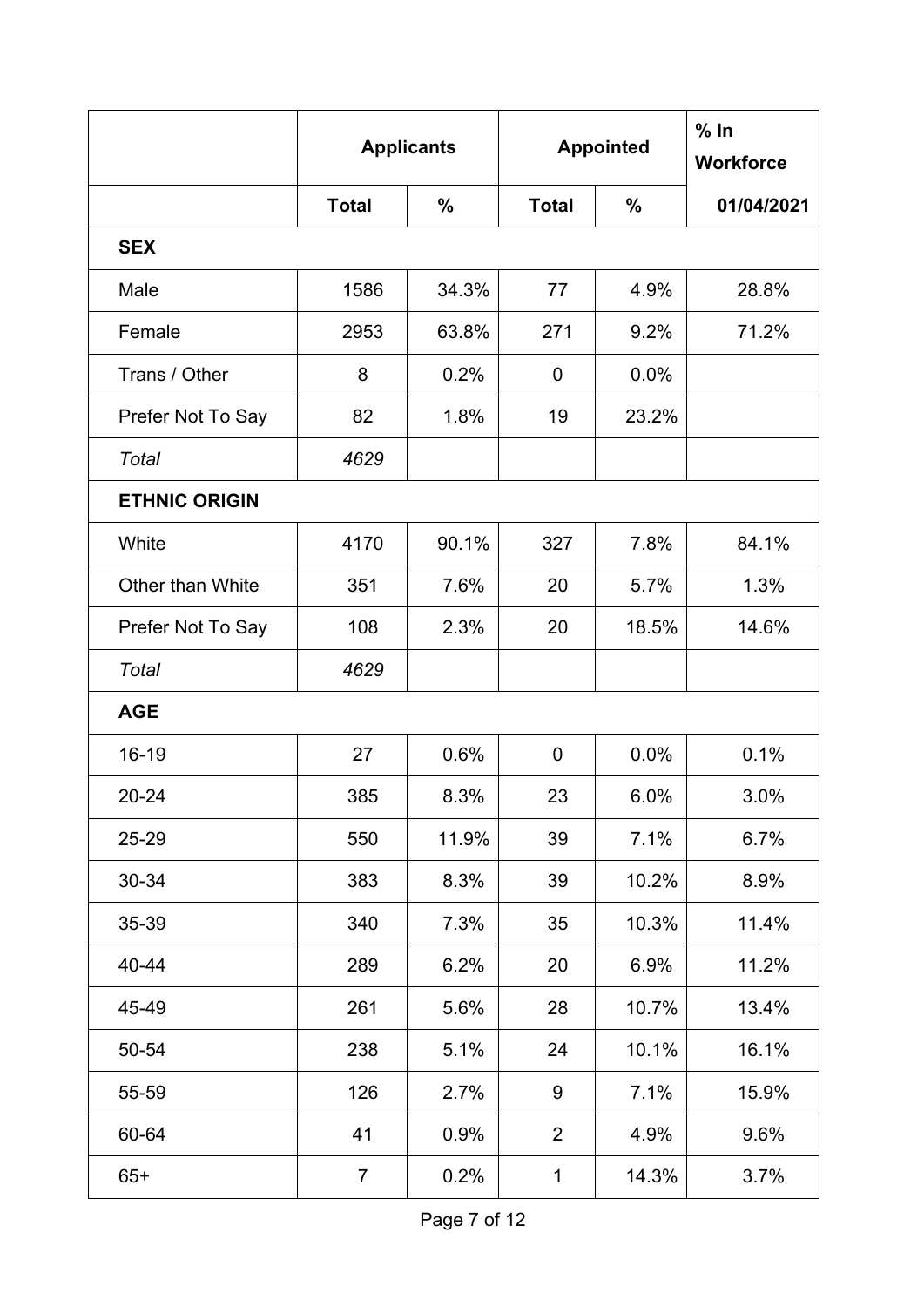| | Applicants | | Appointed | | % In Workforce |
|---|---|---|---|---|---|
| | **Total** | **%** | **Total** | **%** | **01/04/2021** |
| **SEX** | | | | | |
| Male | 1586 | 34.3% | 77 | 4.9% | 28.8% |
| Female | 2953 | 63.8% | 271 | 9.2% | 71.2% |
| Trans / Other | 8 | 0.2% | 0 | 0.0% | |
| Prefer Not To Say | 82 | 1.8% | 19 | 23.2% | |
| *Total* | *4629* | | | | |
| **ETHNIC ORIGIN** | | | | | |
| White | 4170 | 90.1% | 327 | 7.8% | 84.1% |
| Other than White | 351 | 7.6% | 20 | 5.7% | 1.3% |
| Prefer Not To Say | 108 | 2.3% | 20 | 18.5% | 14.6% |
| *Total* | *4629* | | | | |
| **AGE** | | | | | |
| 16-19 | 27 | 0.6% | 0 | 0.0% | 0.1% |
| 20-24 | 385 | 8.3% | 23 | 6.0% | 3.0% |
| 25-29 | 550 | 11.9% | 39 | 7.1% | 6.7% |
| 30-34 | 383 | 8.3% | 39 | 10.2% | 8.9% |
| 35-39 | 340 | 7.3% | 35 | 10.3% | 11.4% |
| 40-44 | 289 | 6.2% | 20 | 6.9% | 11.2% |
| 45-49 | 261 | 5.6% | 28 | 10.7% | 13.4% |
| 50-54 | 238 | 5.1% | 24 | 10.1% | 16.1% |
| 55-59 | 126 | 2.7% | 9 | 7.1% | 15.9% |
| 60-64 | 41 | 0.9% | 2 | 4.9% | 9.6% |
| 65+ | 7 | 0.2% | 1 | 14.3% | 3.7% |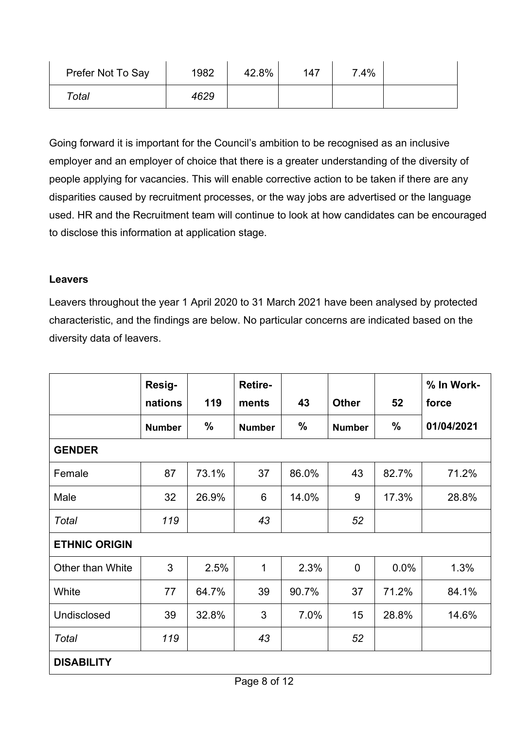| Prefer Not To Say | 1982 | 42.8% | 147 | 7.4% | |
|---|---|---|---|---|---|
| *Total* | *4629* | | | | |

Going forward it is important for the Council's ambition to be recognised as an inclusive employer and an employer of choice that there is a greater understanding of the diversity of people applying for vacancies. This will enable corrective action to be taken if there are any disparities caused by recruitment processes, or the way jobs are advertised or the language used. HR and the Recruitment team will continue to look at how candidates can be encouraged to disclose this information at application stage.

**Leavers**

Leavers throughout the year 1 April 2020 to 31 March 2021 have been analysed by protected characteristic, and the findings are below. No particular concerns are indicated based on the diversity data of leavers.

| | **Resig-nations** | **119** | **Retire-ments** | **43** | **Other** | **52** | **% In Work-force** |
|---|---|---|---|---|---|---|---|
| | **Number** | **%** | **Number** | **%** | **Number** | **%** | **01/04/2021** |
| **GENDER** | | | | | | | |
| Female | 87 | 73.1% | 37 | 86.0% | 43 | 82.7% | 71.2% |
| Male | 32 | 26.9% | 6 | 14.0% | 9 | 17.3% | 28.8% |
| *Total* | *119* | | *43* | | *52* | | |
| **ETHNIC ORIGIN** | | | | | | | |
| Other than White | 3 | 2.5% | 1 | 2.3% | 0 | 0.0% | 1.3% |
| White | 77 | 64.7% | 39 | 90.7% | 37 | 71.2% | 84.1% |
| Undisclosed | 39 | 32.8% | 3 | 7.0% | 15 | 28.8% | 14.6% |
| *Total* | *119* | | *43* | | *52* | | |
| **DISABILITY** | | | | | | | |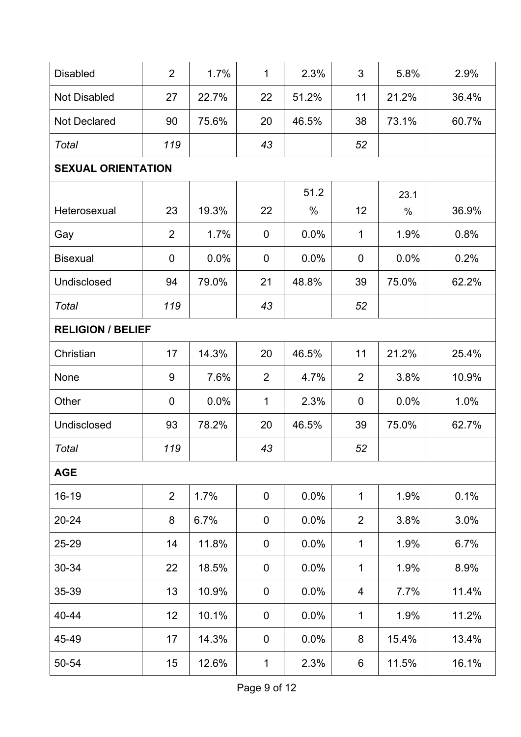| | | | | | | | |
|---|---|---|---|---|---|---|---|
| Disabled | 2 | 1.7% | 1 | 2.3% | 3 | 5.8% | 2.9% |
| Not Disabled | 27 | 22.7% | 22 | 51.2% | 11 | 21.2% | 36.4% |
| Not Declared | 90 | 75.6% | 20 | 46.5% | 38 | 73.1% | 60.7% |
| *Total* | *119* | | *43* | | *52* | | |
| **SEXUAL ORIENTATION** | | | | | | | |
| Heterosexual | 23 | 19.3% | 22 | 51.2 % | 12 | 23.1 % | 36.9% |
| Gay | 2 | 1.7% | 0 | 0.0% | 1 | 1.9% | 0.8% |
| Bisexual | 0 | 0.0% | 0 | 0.0% | 0 | 0.0% | 0.2% |
| Undisclosed | 94 | 79.0% | 21 | 48.8% | 39 | 75.0% | 62.2% |
| *Total* | *119* | | *43* | | *52* | | |
| **RELIGION / BELIEF** | | | | | | | |
| Christian | 17 | 14.3% | 20 | 46.5% | 11 | 21.2% | 25.4% |
| None | 9 | 7.6% | 2 | 4.7% | 2 | 3.8% | 10.9% |
| Other | 0 | 0.0% | 1 | 2.3% | 0 | 0.0% | 1.0% |
| Undisclosed | 93 | 78.2% | 20 | 46.5% | 39 | 75.0% | 62.7% |
| *Total* | *119* | | *43* | | *52* | | |
| **AGE** | | | | | | | |
| 16-19 | 2 | 1.7% | 0 | 0.0% | 1 | 1.9% | 0.1% |
| 20-24 | 8 | 6.7% | 0 | 0.0% | 2 | 3.8% | 3.0% |
| 25-29 | 14 | 11.8% | 0 | 0.0% | 1 | 1.9% | 6.7% |
| 30-34 | 22 | 18.5% | 0 | 0.0% | 1 | 1.9% | 8.9% |
| 35-39 | 13 | 10.9% | 0 | 0.0% | 4 | 7.7% | 11.4% |
| 40-44 | 12 | 10.1% | 0 | 0.0% | 1 | 1.9% | 11.2% |
| 45-49 | 17 | 14.3% | 0 | 0.0% | 8 | 15.4% | 13.4% |
| 50-54 | 15 | 12.6% | 1 | 2.3% | 6 | 11.5% | 16.1% |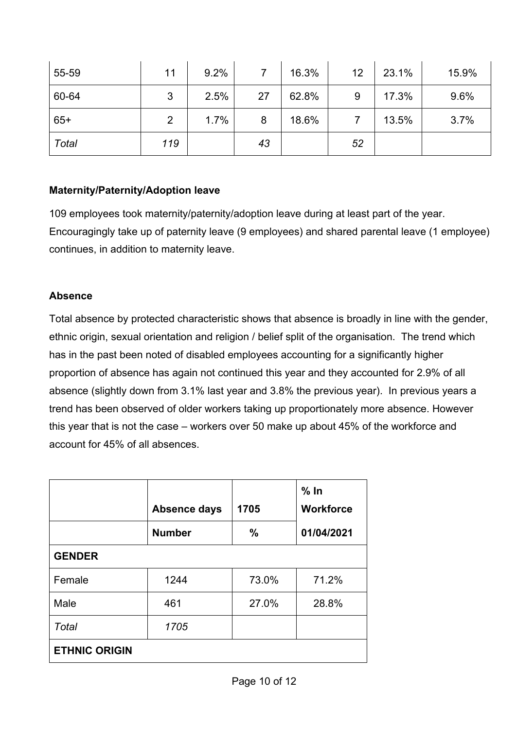| 55-59 | 11 | 9.2% | 7 | 16.3% | 12 | 23.1% | 15.9% |
|---|---|---|---|---|---|---|---|
| 60-64 | 3 | 2.5% | 27 | 62.8% | 9 | 17.3% | 9.6% |
| 65+ | 2 | 1.7% | 8 | 18.6% | 7 | 13.5% | 3.7% |
| *Total* | *119* | | *43* | | *52* | | |

**Maternity/Paternity/Adoption leave**

109 employees took maternity/paternity/adoption leave during at least part of the year. Encouragingly take up of paternity leave (9 employees) and shared parental leave (1 employee) continues, in addition to maternity leave.

**Absence**

Total absence by protected characteristic shows that absence is broadly in line with the gender, ethnic origin, sexual orientation and religion / belief split of the organisation. The trend which has in the past been noted of disabled employees accounting for a significantly higher proportion of absence has again not continued this year and they accounted for 2.9% of all absence (slightly down from 3.1% last year and 3.8% the previous year). In previous years a trend has been observed of older workers taking up proportionately more absence. However this year that is not the case – workers over 50 make up about 45% of the workforce and account for 45% of all absences.

| | **Absence days** | **1705** | **% In Workforce** |
|---|---|---|---|
| | **Number** | **%** | **01/04/2021** |
| **GENDER** | | | |
| Female | 1244 | 73.0% | 71.2% |
| Male | 461 | 27.0% | 28.8% |
| *Total* | *1705* | | |
| **ETHNIC ORIGIN** | | | |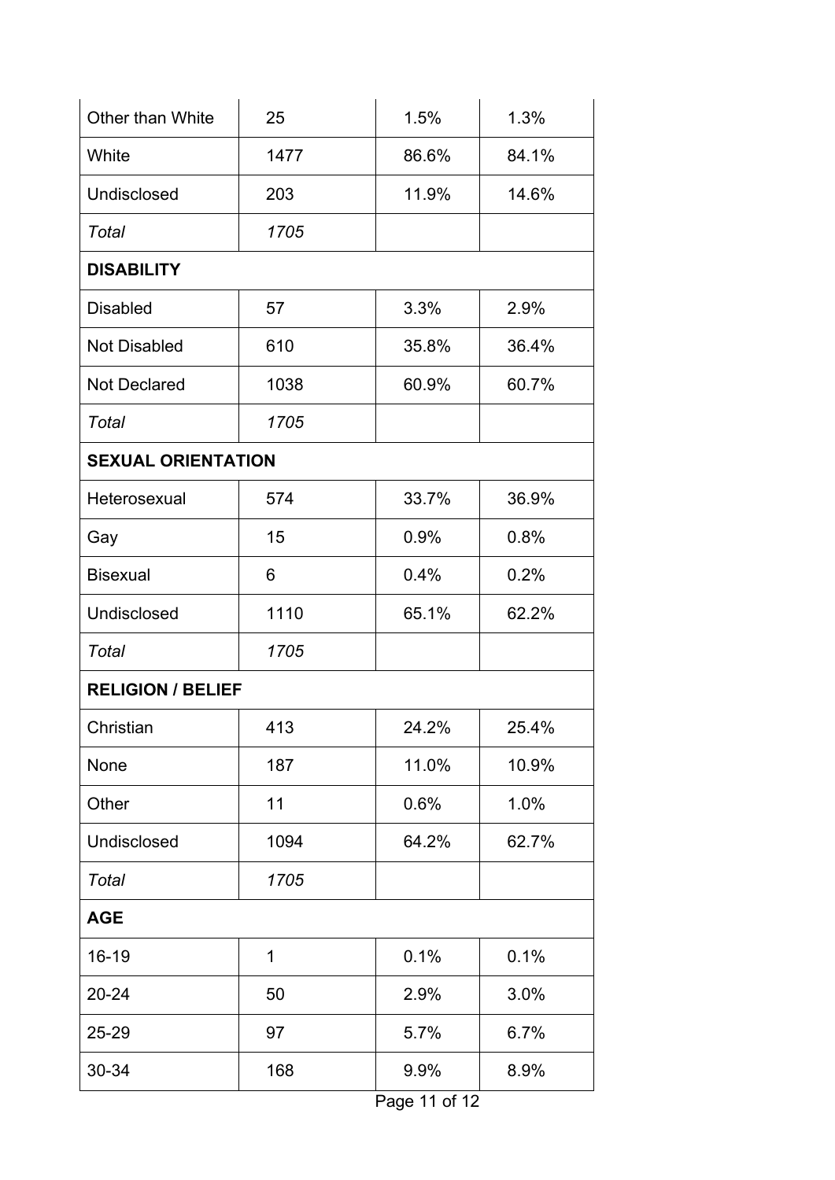| | | | |
|---|---|---|---|
| Other than White | 25 | 1.5% | 1.3% |
| White | 1477 | 86.6% | 84.1% |
| Undisclosed | 203 | 11.9% | 14.6% |
| *Total* | *1705* | | |
| **DISABILITY** | | | |
| Disabled | 57 | 3.3% | 2.9% |
| Not Disabled | 610 | 35.8% | 36.4% |
| Not Declared | 1038 | 60.9% | 60.7% |
| *Total* | *1705* | | |
| **SEXUAL ORIENTATION** | | | |
| Heterosexual | 574 | 33.7% | 36.9% |
| Gay | 15 | 0.9% | 0.8% |
| Bisexual | 6 | 0.4% | 0.2% |
| Undisclosed | 1110 | 65.1% | 62.2% |
| *Total* | *1705* | | |
| **RELIGION / BELIEF** | | | |
| Christian | 413 | 24.2% | 25.4% |
| None | 187 | 11.0% | 10.9% |
| Other | 11 | 0.6% | 1.0% |
| Undisclosed | 1094 | 64.2% | 62.7% |
| *Total* | *1705* | | |
| **AGE** | | | |
| 16-19 | 1 | 0.1% | 0.1% |
| 20-24 | 50 | 2.9% | 3.0% |
| 25-29 | 97 | 5.7% | 6.7% |
| 30-34 | 168 | 9.9% | 8.9% |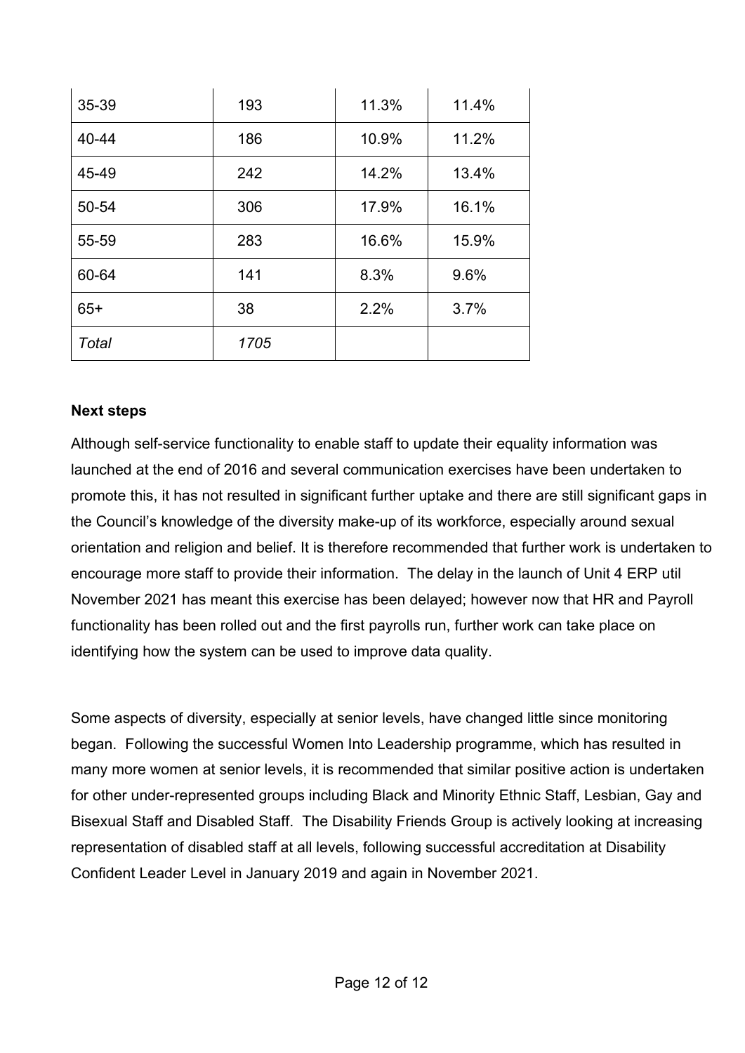| | | | |
|---|---|---|---|
| 35-39 | 193 | 11.3% | 11.4% |
| 40-44 | 186 | 10.9% | 11.2% |
| 45-49 | 242 | 14.2% | 13.4% |
| 50-54 | 306 | 17.9% | 16.1% |
| 55-59 | 283 | 16.6% | 15.9% |
| 60-64 | 141 | 8.3% | 9.6% |
| 65+ | 38 | 2.2% | 3.7% |
| *Total* | *1705* | | |

**Next steps**

Although self-service functionality to enable staff to update their equality information was launched at the end of 2016 and several communication exercises have been undertaken to promote this, it has not resulted in significant further uptake and there are still significant gaps in the Council's knowledge of the diversity make-up of its workforce, especially around sexual orientation and religion and belief. It is therefore recommended that further work is undertaken to encourage more staff to provide their information. The delay in the launch of Unit 4 ERP util November 2021 has meant this exercise has been delayed; however now that HR and Payroll functionality has been rolled out and the first payrolls run, further work can take place on identifying how the system can be used to improve data quality.

Some aspects of diversity, especially at senior levels, have changed little since monitoring began. Following the successful Women Into Leadership programme, which has resulted in many more women at senior levels, it is recommended that similar positive action is undertaken for other under-represented groups including Black and Minority Ethnic Staff, Lesbian, Gay and Bisexual Staff and Disabled Staff. The Disability Friends Group is actively looking at increasing representation of disabled staff at all levels, following successful accreditation at Disability Confident Leader Level in January 2019 and again in November 2021.